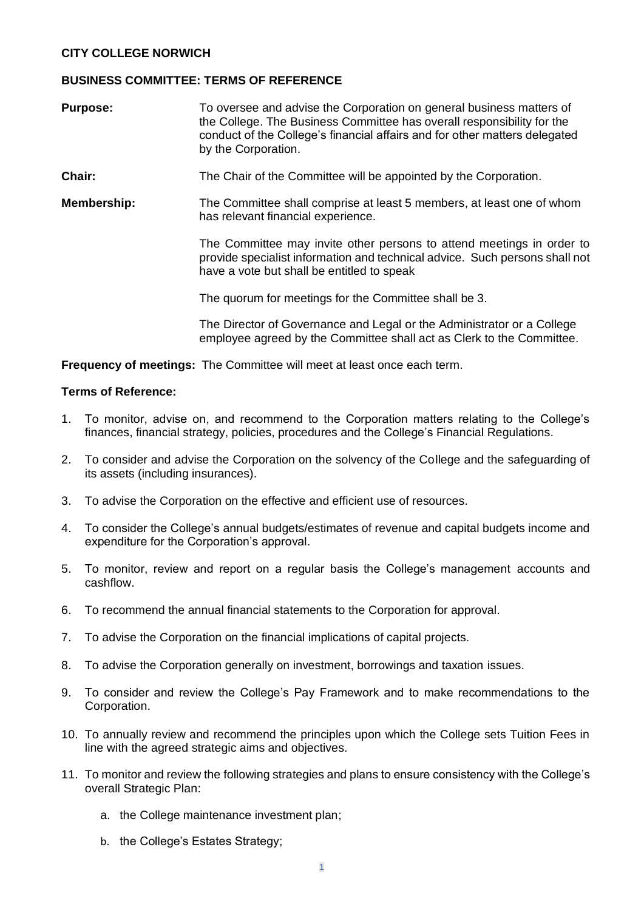**CITY COLLEGE NORWICH**

**BUSINESS COMMITTEE: TERMS OF REFERENCE**

**Purpose:** To oversee and advise the Corporation on general business matters of the College. The Business Committee has overall responsibility for the conduct of the College's financial affairs and for other matters delegated by the Corporation.

**Chair:** The Chair of the Committee will be appointed by the Corporation.

**Membership:** The Committee shall comprise at least 5 members, at least one of whom has relevant financial experience.

The Committee may invite other persons to attend meetings in order to provide specialist information and technical advice. Such persons shall not have a vote but shall be entitled to speak

The quorum for meetings for the Committee shall be 3.

The Director of Governance and Legal or the Administrator or a College employee agreed by the Committee shall act as Clerk to the Committee.

**Frequency of meetings:** The Committee will meet at least once each term.

**Terms of Reference:**

1. To monitor, advise on, and recommend to the Corporation matters relating to the College's finances, financial strategy, policies, procedures and the College's Financial Regulations.
2. To consider and advise the Corporation on the solvency of the College and the safeguarding of its assets (including insurances).
3. To advise the Corporation on the effective and efficient use of resources.
4. To consider the College's annual budgets/estimates of revenue and capital budgets income and expenditure for the Corporation's approval.
5. To monitor, review and report on a regular basis the College's management accounts and cashflow.
6. To recommend the annual financial statements to the Corporation for approval.
7. To advise the Corporation on the financial implications of capital projects.
8. To advise the Corporation generally on investment, borrowings and taxation issues.
9. To consider and review the College's Pay Framework and to make recommendations to the Corporation.
10. To annually review and recommend the principles upon which the College sets Tuition Fees in line with the agreed strategic aims and objectives.
11. To monitor and review the following strategies and plans to ensure consistency with the College's overall Strategic Plan:
    a. the College maintenance investment plan;
    b. the College's Estates Strategy;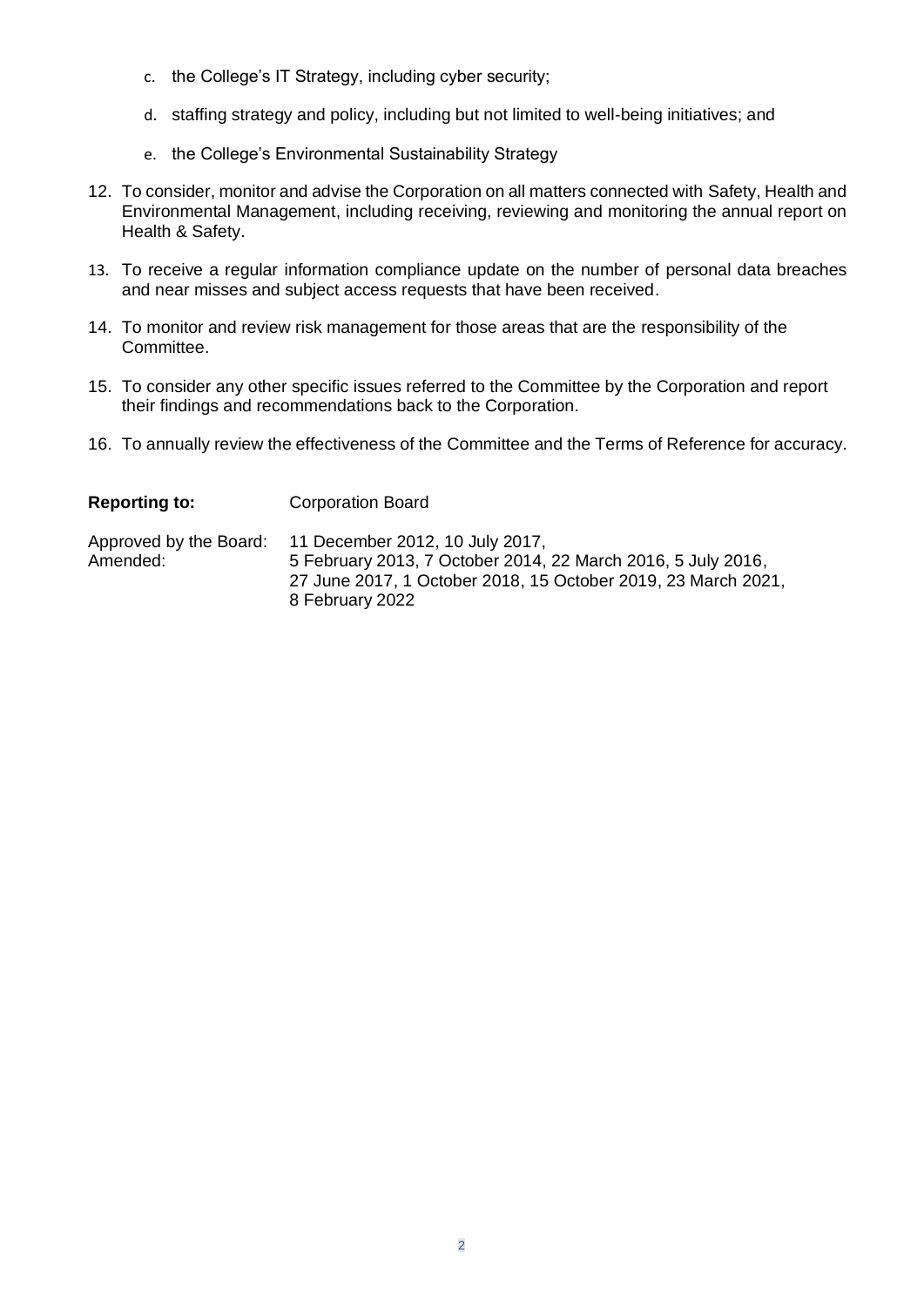c. the College's IT Strategy, including cyber security;

d. staffing strategy and policy, including but not limited to well-being initiatives; and

e. the College's Environmental Sustainability Strategy

12. To consider, monitor and advise the Corporation on all matters connected with Safety, Health and Environmental Management, including receiving, reviewing and monitoring the annual report on Health & Safety.

13. To receive a regular information compliance update on the number of personal data breaches and near misses and subject access requests that have been received.

14. To monitor and review risk management for those areas that are the responsibility of the Committee.

15. To consider any other specific issues referred to the Committee by the Corporation and report their findings and recommendations back to the Corporation.

16. To annually review the effectiveness of the Committee and the Terms of Reference for accuracy.

**Reporting to:** Corporation Board

Approved by the Board: 11 December 2012, 10 July 2017,
Amended: 5 February 2013, 7 October 2014, 22 March 2016, 5 July 2016, 27 June 2017, 1 October 2018, 15 October 2019, 23 March 2021, 8 February 2022